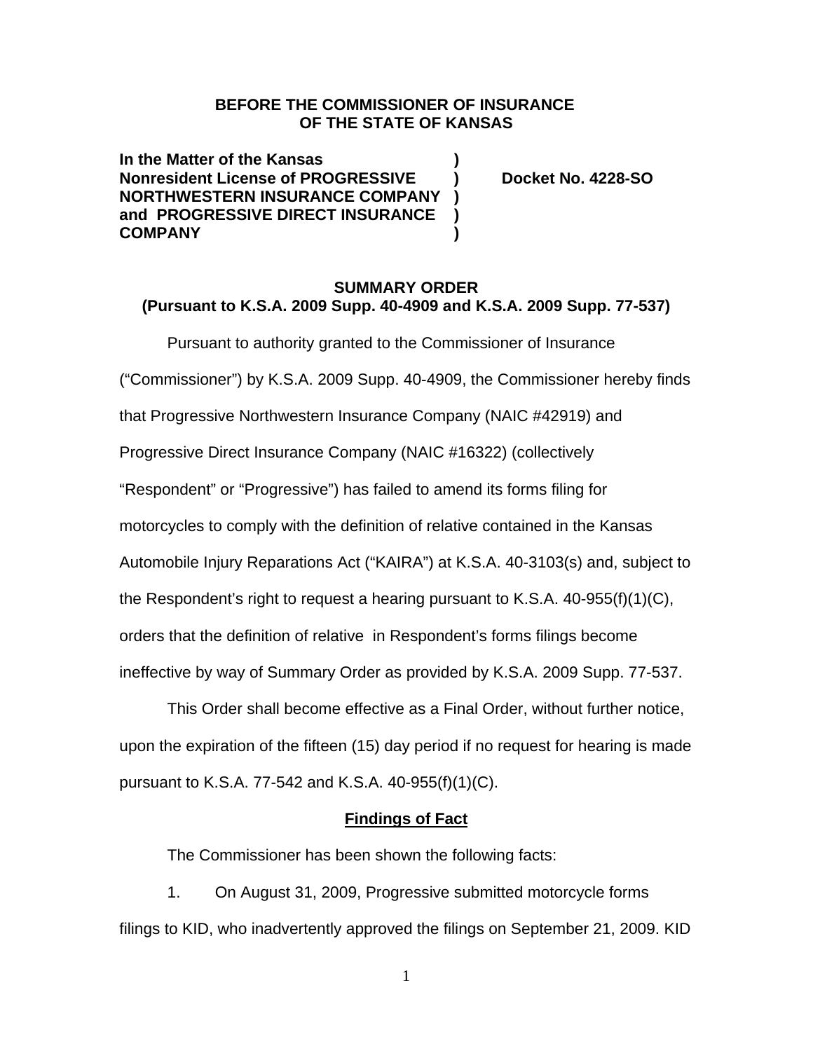**BEFORE THE COMMISSIONER OF INSURANCE**
**OF THE STATE OF KANSAS**

| | | |
|---|---|---|
| **In the Matter of the Kansas Nonresident License of PROGRESSIVE NORTHWESTERN INSURANCE COMPANY and PROGRESSIVE DIRECT INSURANCE COMPANY** | **)** | **Docket No. 4228-SO** |

**SUMMARY ORDER**
**(Pursuant to K.S.A. 2009 Supp. 40-4909 and K.S.A. 2009 Supp. 77-537)**

Pursuant to authority granted to the Commissioner of Insurance ("Commissioner") by K.S.A. 2009 Supp. 40-4909, the Commissioner hereby finds that Progressive Northwestern Insurance Company (NAIC #42919) and Progressive Direct Insurance Company (NAIC #16322) (collectively "Respondent" or "Progressive") has failed to amend its forms filing for motorcycles to comply with the definition of relative contained in the Kansas Automobile Injury Reparations Act ("KAIRA") at K.S.A. 40-3103(s) and, subject to the Respondent's right to request a hearing pursuant to K.S.A. 40-955(f)(1)(C), orders that the definition of relative in Respondent's forms filings become ineffective by way of Summary Order as provided by K.S.A. 2009 Supp. 77-537.

This Order shall become effective as a Final Order, without further notice, upon the expiration of the fifteen (15) day period if no request for hearing is made pursuant to K.S.A. 77-542 and K.S.A. 40-955(f)(1)(C).

**Findings of Fact**

The Commissioner has been shown the following facts:

1. On August 31, 2009, Progressive submitted motorcycle forms filings to KID, who inadvertently approved the filings on September 21, 2009. KID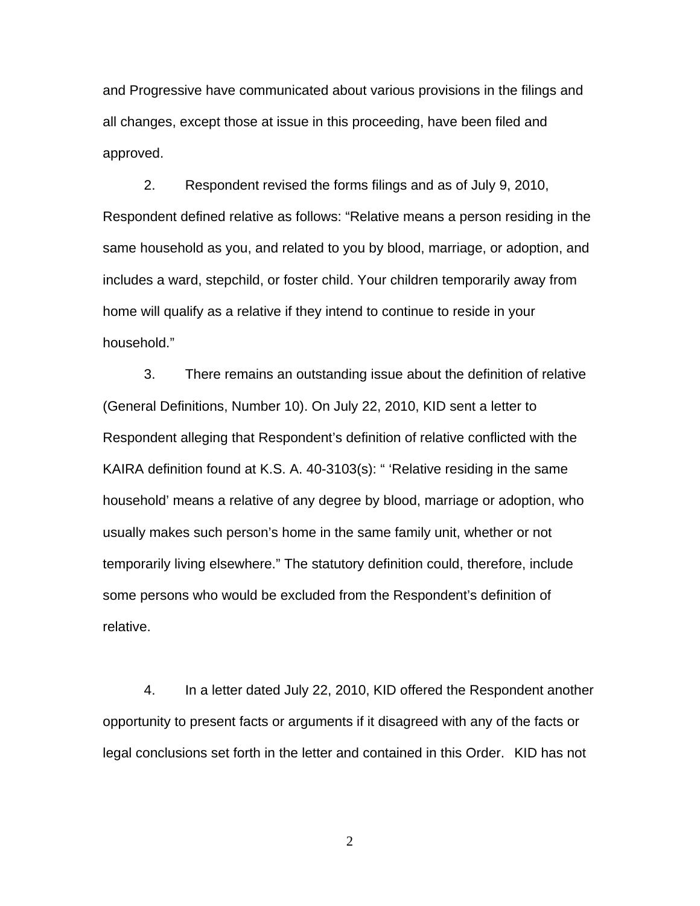and Progressive have communicated about various provisions in the filings and all changes, except those at issue in this proceeding, have been filed and approved.

2. Respondent revised the forms filings and as of July 9, 2010, Respondent defined relative as follows: "Relative means a person residing in the same household as you, and related to you by blood, marriage, or adoption, and includes a ward, stepchild, or foster child. Your children temporarily away from home will qualify as a relative if they intend to continue to reside in your household."

3. There remains an outstanding issue about the definition of relative (General Definitions, Number 10). On July 22, 2010, KID sent a letter to Respondent alleging that Respondent's definition of relative conflicted with the KAIRA definition found at K.S. A. 40-3103(s): " 'Relative residing in the same household' means a relative of any degree by blood, marriage or adoption, who usually makes such person's home in the same family unit, whether or not temporarily living elsewhere." The statutory definition could, therefore, include some persons who would be excluded from the Respondent's definition of relative.

4. In a letter dated July 22, 2010, KID offered the Respondent another opportunity to present facts or arguments if it disagreed with any of the facts or legal conclusions set forth in the letter and contained in this Order. KID has not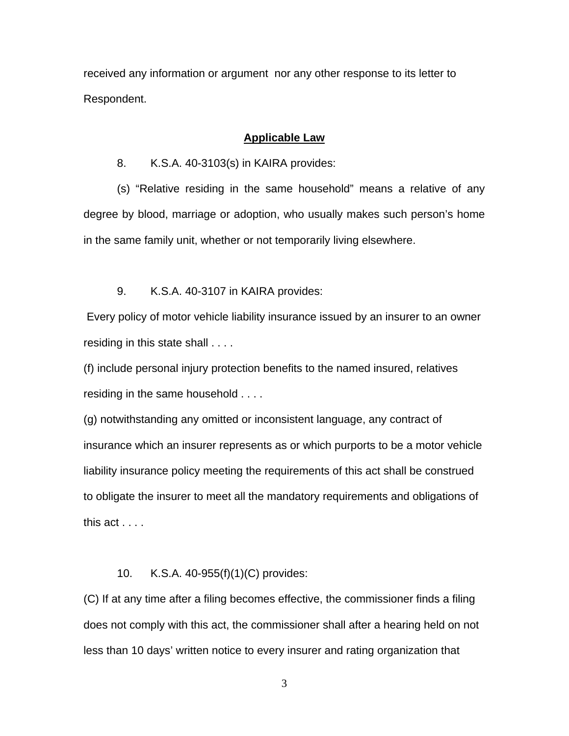received any information or argument nor any other response to its letter to Respondent.

## **Applicable Law**

8. K.S.A. 40-3103(s) in KAIRA provides:

(s) "Relative residing in the same household" means a relative of any degree by blood, marriage or adoption, who usually makes such person's home in the same family unit, whether or not temporarily living elsewhere.

9. K.S.A. 40-3107 in KAIRA provides:

Every policy of motor vehicle liability insurance issued by an insurer to an owner residing in this state shall . . . .

(f) include personal injury protection benefits to the named insured, relatives residing in the same household . . . .

(g) notwithstanding any omitted or inconsistent language, any contract of insurance which an insurer represents as or which purports to be a motor vehicle liability insurance policy meeting the requirements of this act shall be construed to obligate the insurer to meet all the mandatory requirements and obligations of this act . . . .

10. K.S.A. 40-955(f)(1)(C) provides:

(C) If at any time after a filing becomes effective, the commissioner finds a filing does not comply with this act, the commissioner shall after a hearing held on not less than 10 days' written notice to every insurer and rating organization that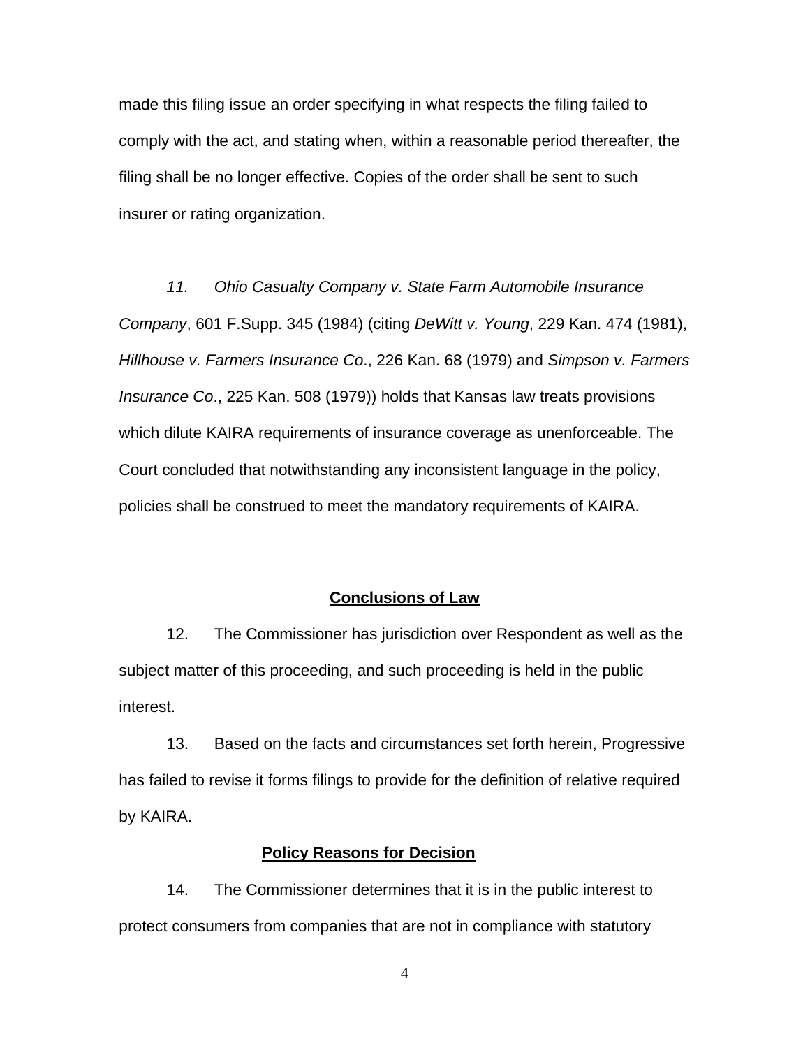made this filing issue an order specifying in what respects the filing failed to comply with the act, and stating when, within a reasonable period thereafter, the filing shall be no longer effective. Copies of the order shall be sent to such insurer or rating organization.

*11.* *Ohio Casualty Company v. State Farm Automobile Insurance Company*, 601 F.Supp. 345 (1984) (citing *DeWitt v. Young*, 229 Kan. 474 (1981), *Hillhouse v. Farmers Insurance Co*., 226 Kan. 68 (1979) and *Simpson v. Farmers Insurance Co*., 225 Kan. 508 (1979)) holds that Kansas law treats provisions which dilute KAIRA requirements of insurance coverage as unenforceable. The Court concluded that notwithstanding any inconsistent language in the policy, policies shall be construed to meet the mandatory requirements of KAIRA.

**Conclusions of Law**

12. The Commissioner has jurisdiction over Respondent as well as the subject matter of this proceeding, and such proceeding is held in the public interest.

13. Based on the facts and circumstances set forth herein, Progressive has failed to revise it forms filings to provide for the definition of relative required by KAIRA.

**Policy Reasons for Decision**

14. The Commissioner determines that it is in the public interest to protect consumers from companies that are not in compliance with statutory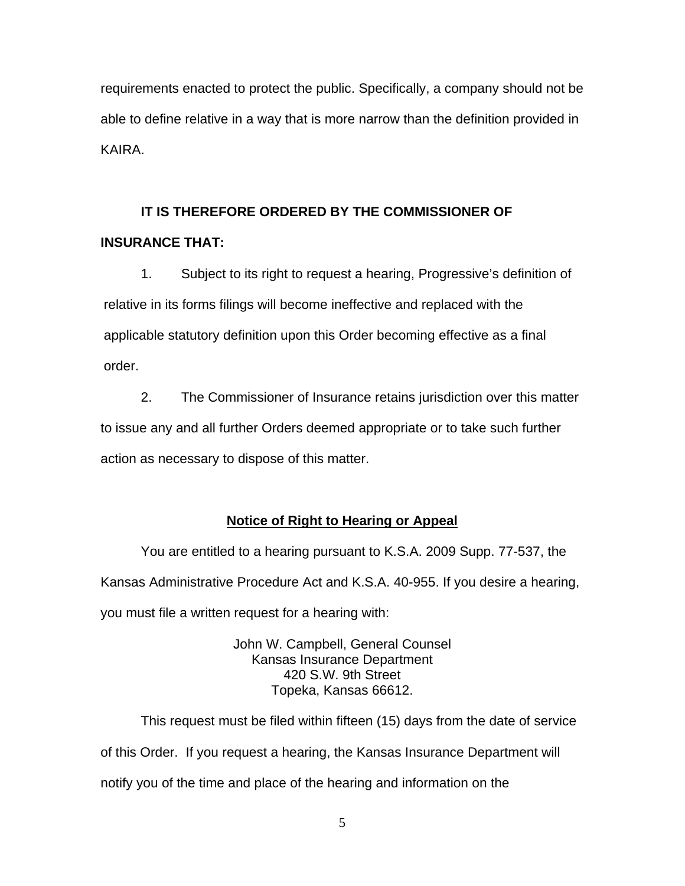requirements enacted to protect the public. Specifically, a company should not be able to define relative in a way that is more narrow than the definition provided in KAIRA.

**IT IS THEREFORE ORDERED BY THE COMMISSIONER OF INSURANCE THAT:**

1. Subject to its right to request a hearing, Progressive's definition of relative in its forms filings will become ineffective and replaced with the applicable statutory definition upon this Order becoming effective as a final order.

2. The Commissioner of Insurance retains jurisdiction over this matter to issue any and all further Orders deemed appropriate or to take such further action as necessary to dispose of this matter.

**Notice of Right to Hearing or Appeal**

You are entitled to a hearing pursuant to K.S.A. 2009 Supp. 77-537, the Kansas Administrative Procedure Act and K.S.A. 40-955. If you desire a hearing, you must file a written request for a hearing with:

John W. Campbell, General Counsel
Kansas Insurance Department
420 S.W. 9th Street
Topeka, Kansas 66612.

This request must be filed within fifteen (15) days from the date of service of this Order. If you request a hearing, the Kansas Insurance Department will notify you of the time and place of the hearing and information on the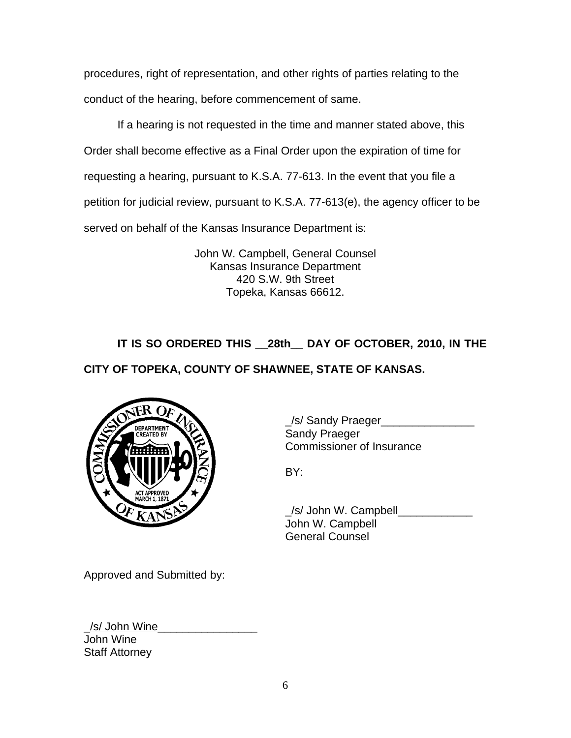procedures, right of representation, and other rights of parties relating to the conduct of the hearing, before commencement of same.

If a hearing is not requested in the time and manner stated above, this Order shall become effective as a Final Order upon the expiration of time for requesting a hearing, pursuant to K.S.A. 77-613. In the event that you file a petition for judicial review, pursuant to K.S.A. 77-613(e), the agency officer to be served on behalf of the Kansas Insurance Department is:

John W. Campbell, General Counsel
Kansas Insurance Department
420 S.W. 9th Street
Topeka, Kansas 66612.

**IT IS SO ORDERED THIS __28th__ DAY OF OCTOBER, 2010, IN THE CITY OF TOPEKA, COUNTY OF SHAWNEE, STATE OF KANSAS.**

_/s/ Sandy Praeger_______________
Sandy Praeger
Commissioner of Insurance

BY:

_/s/ John W. Campbell____________
John W. Campbell
General Counsel

Approved and Submitted by:

_/s/ John Wine________________
John Wine
Staff Attorney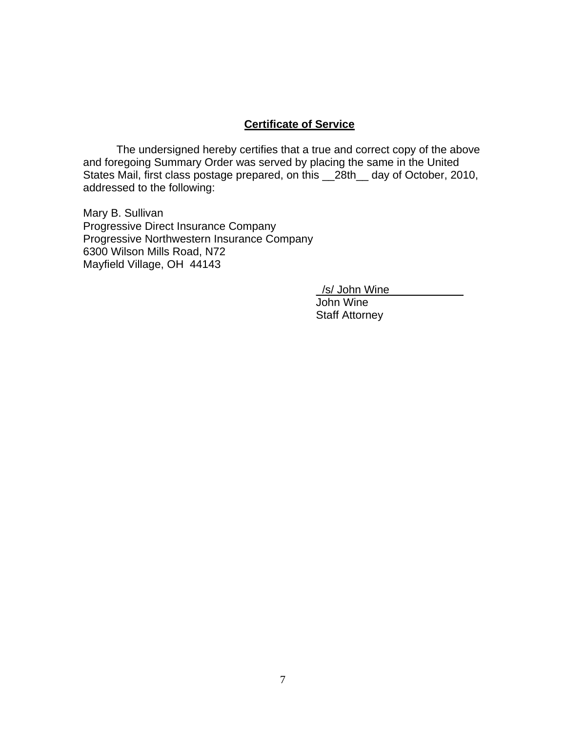**Certificate of Service**

The undersigned hereby certifies that a true and correct copy of the above and foregoing Summary Order was served by placing the same in the United States Mail, first class postage prepared, on this __28th__ day of October, 2010, addressed to the following:

Mary B. Sullivan
Progressive Direct Insurance Company
Progressive Northwestern Insurance Company
6300 Wilson Mills Road, N72
Mayfield Village, OH 44143

_/s/ John Wine____________
John Wine
Staff Attorney